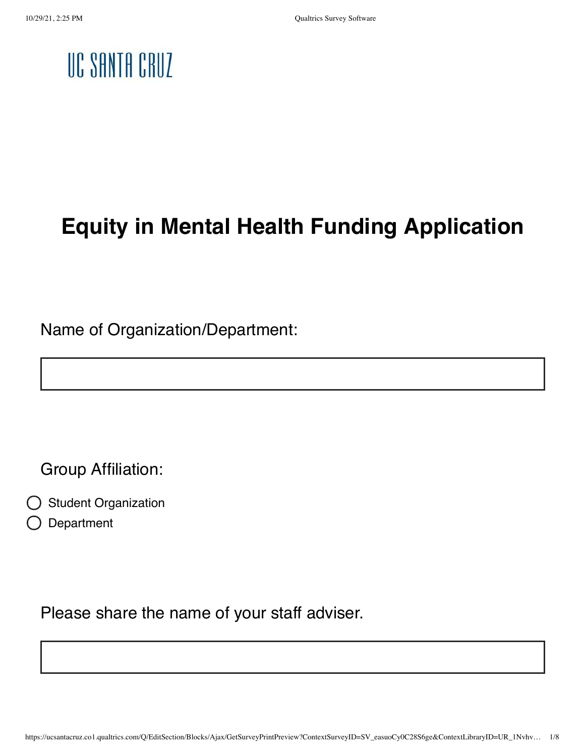UC SANTA CRUZ

# Equity in Mental Health Funding Application

Name of Organization/Department:

Group Affiliation:

- Student Organization
- Department

Please share the name of your staff adviser.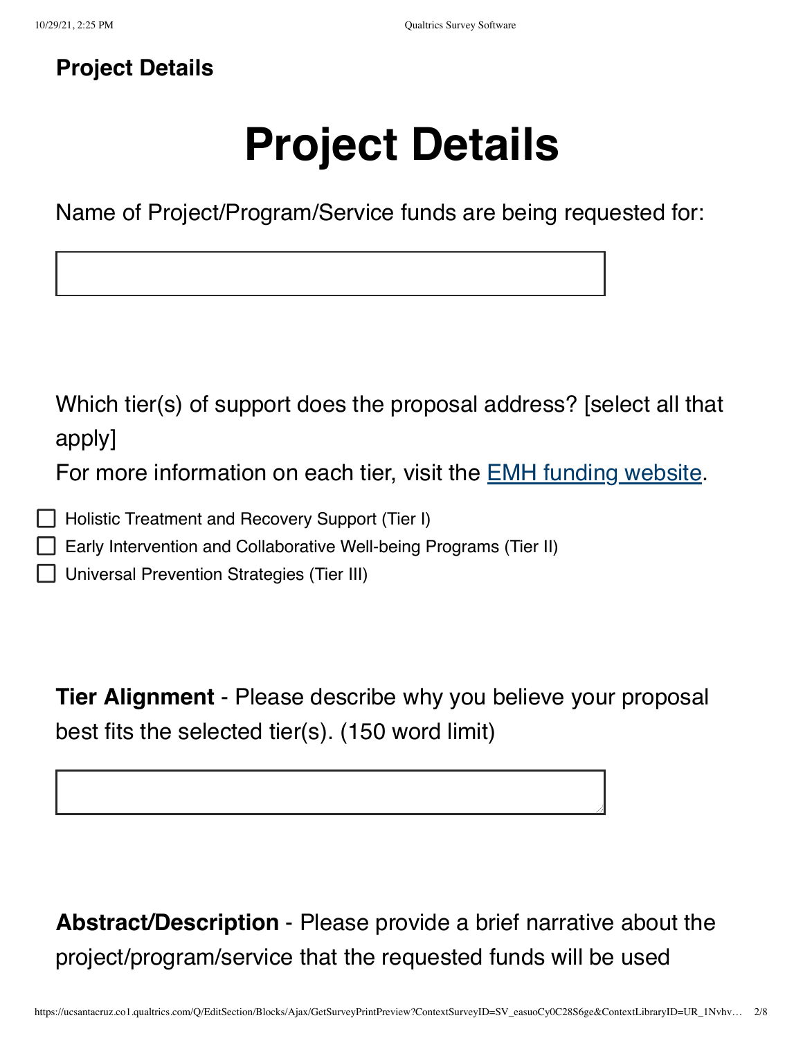## Project Details

# Project Details

Name of Project/Program/Service funds are being requested for:

Which tier(s) of support does the proposal address? [select all that apply]

For more information on each tier, visit the [EMH funding website](#).

- [ ] Holistic Treatment and Recovery Support (Tier I)
- [ ] Early Intervention and Collaborative Well-being Programs (Tier II)
- [ ] Universal Prevention Strategies (Tier III)

**Tier Alignment** - Please describe why you believe your proposal best fits the selected tier(s). (150 word limit)

**Abstract/Description** - Please provide a brief narrative about the project/program/service that the requested funds will be used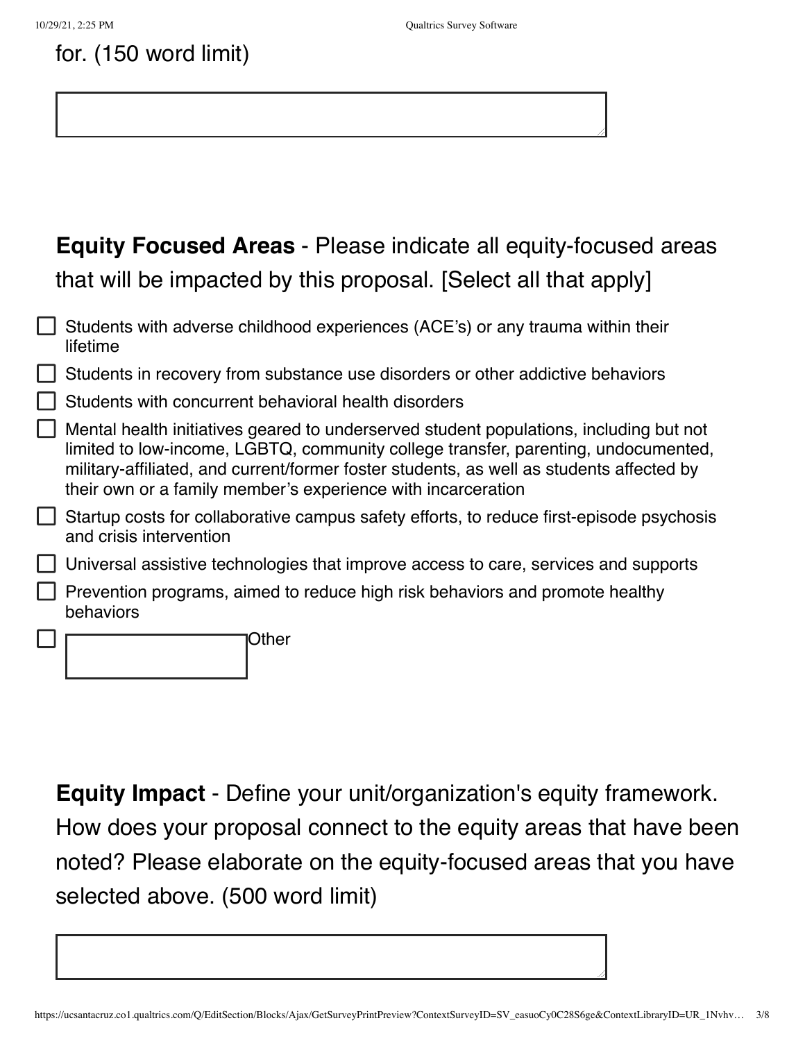for. (150 word limit)

**Equity Focused Areas** - Please indicate all equity-focused areas that will be impacted by this proposal. [Select all that apply]

- ☐ Students with adverse childhood experiences (ACE's) or any trauma within their lifetime
- ☐ Students in recovery from substance use disorders or other addictive behaviors
- ☐ Students with concurrent behavioral health disorders
- ☐ Mental health initiatives geared to underserved student populations, including but not limited to low-income, LGBTQ, community college transfer, parenting, undocumented, military-affiliated, and current/former foster students, as well as students affected by their own or a family member's experience with incarceration
- ☐ Startup costs for collaborative campus safety efforts, to reduce first-episode psychosis and crisis intervention
- ☐ Universal assistive technologies that improve access to care, services and supports
- ☐ Prevention programs, aimed to reduce high risk behaviors and promote healthy behaviors
- ☐ Other

**Equity Impact** - Define your unit/organization's equity framework. How does your proposal connect to the equity areas that have been noted? Please elaborate on the equity-focused areas that you have selected above. (500 word limit)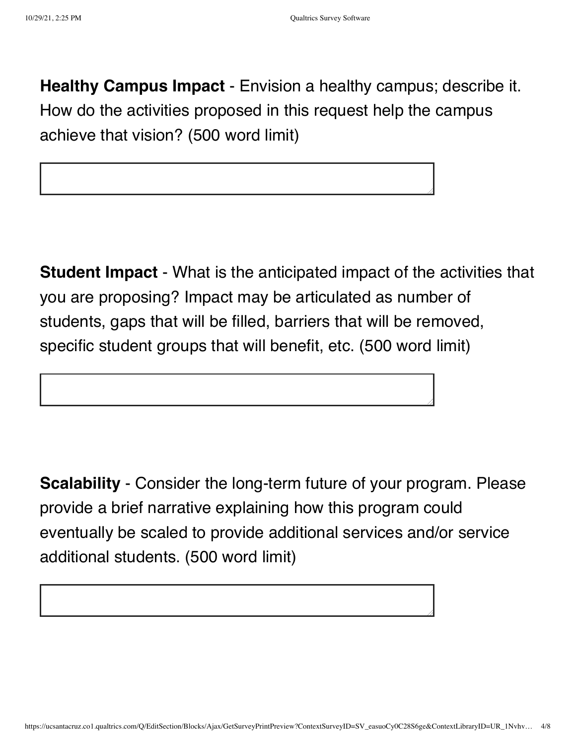**Healthy Campus Impact** - Envision a healthy campus; describe it. How do the activities proposed in this request help the campus achieve that vision? (500 word limit)

**Student Impact** - What is the anticipated impact of the activities that you are proposing? Impact may be articulated as number of students, gaps that will be filled, barriers that will be removed, specific student groups that will benefit, etc. (500 word limit)

**Scalability** - Consider the long-term future of your program. Please provide a brief narrative explaining how this program could eventually be scaled to provide additional services and/or service additional students. (500 word limit)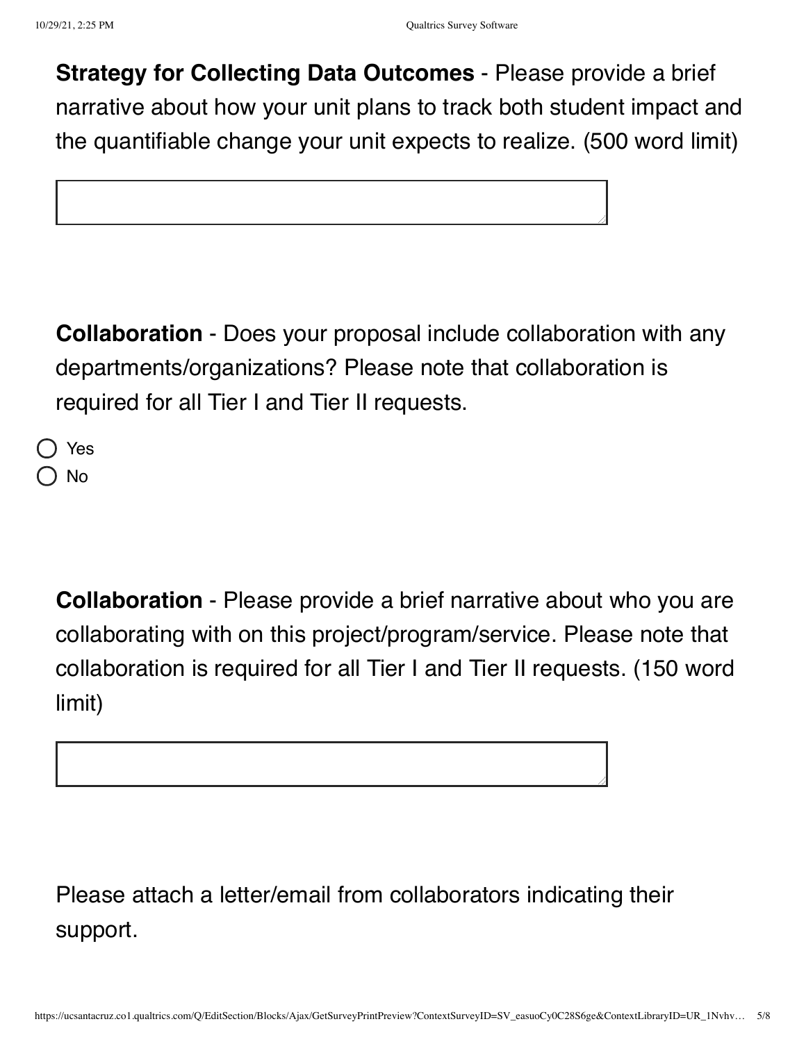**Strategy for Collecting Data Outcomes** - Please provide a brief narrative about how your unit plans to track both student impact and the quantifiable change your unit expects to realize. (500 word limit)

**Collaboration** - Does your proposal include collaboration with any departments/organizations? Please note that collaboration is required for all Tier I and Tier II requests.

- Yes
- No

**Collaboration** - Please provide a brief narrative about who you are collaborating with on this project/program/service. Please note that collaboration is required for all Tier I and Tier II requests. (150 word limit)

Please attach a letter/email from collaborators indicating their support.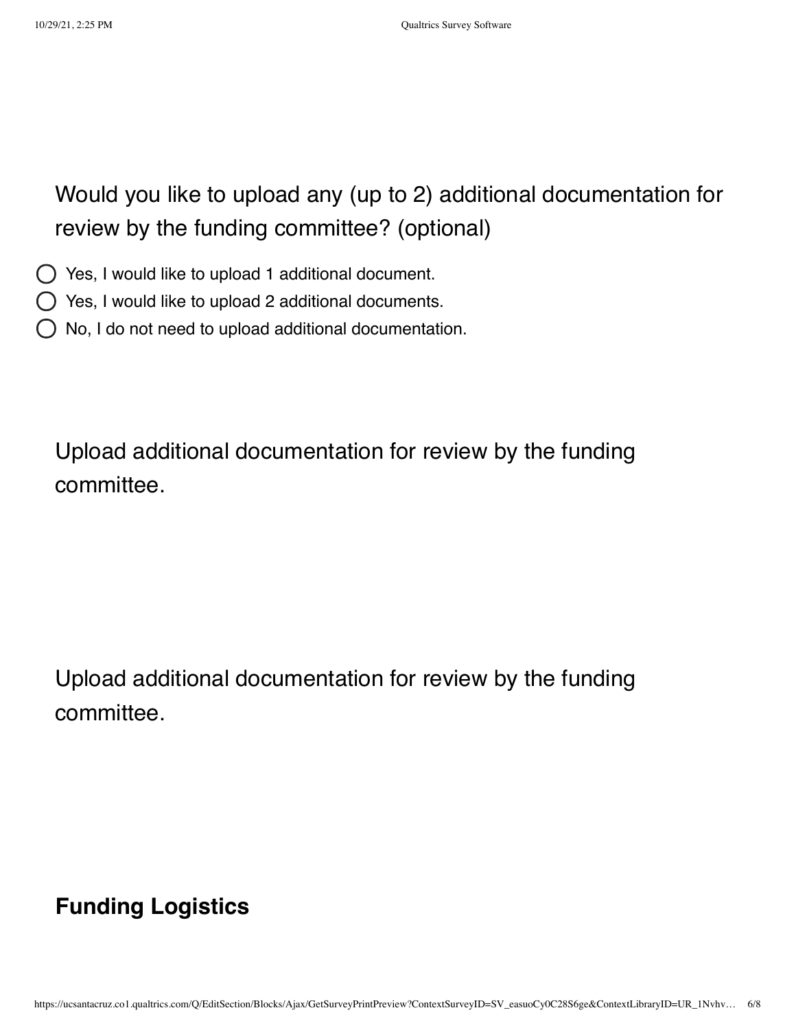Would you like to upload any (up to 2) additional documentation for review by the funding committee? (optional)

- ◯ Yes, I would like to upload 1 additional document.
- ◯ Yes, I would like to upload 2 additional documents.
- ◯ No, I do not need to upload additional documentation.

Upload additional documentation for review by the funding committee.

Upload additional documentation for review by the funding committee.

## Funding Logistics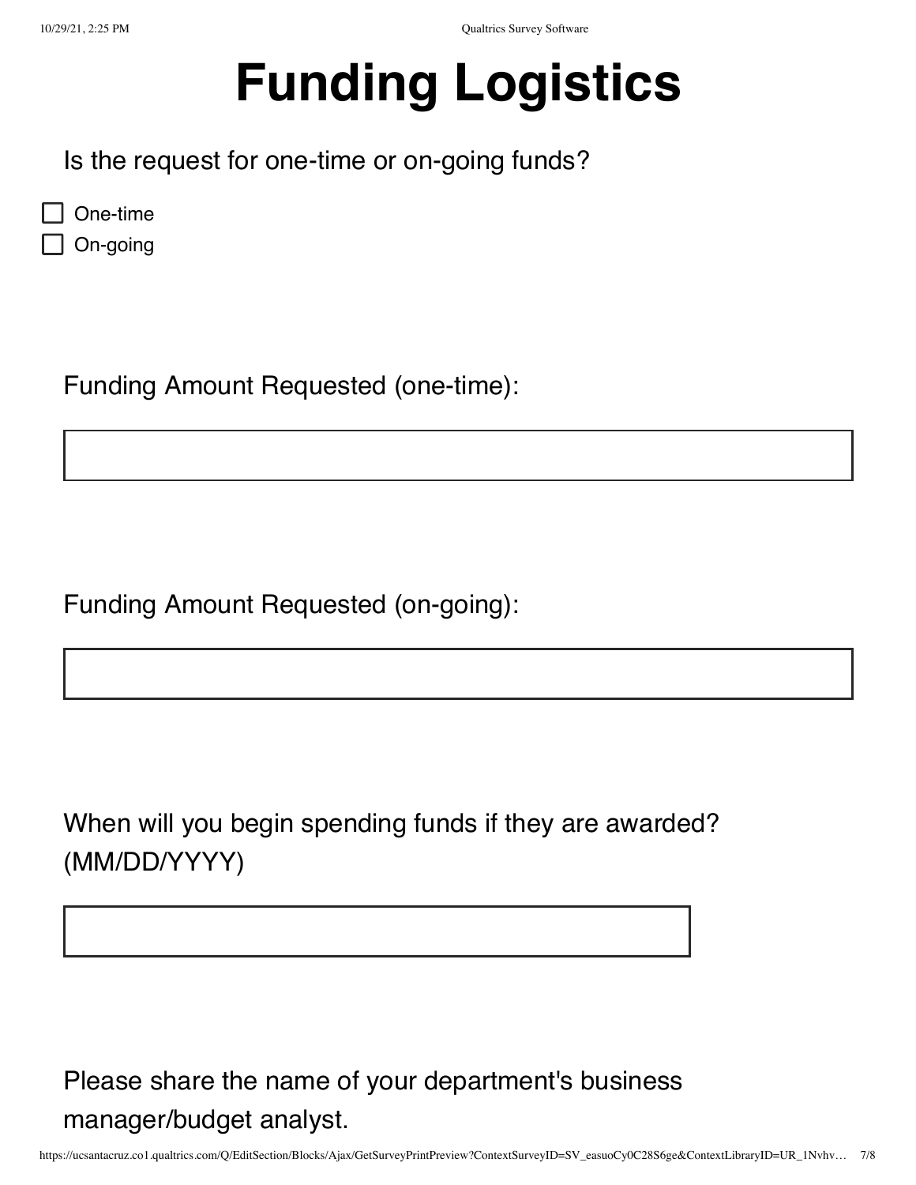# Funding Logistics

Is the request for one-time or on-going funds?

- ☐ One-time
- ☐ On-going

Funding Amount Requested (one-time):

Funding Amount Requested (on-going):

When will you begin spending funds if they are awarded? (MM/DD/YYYY)

Please share the name of your department's business manager/budget analyst.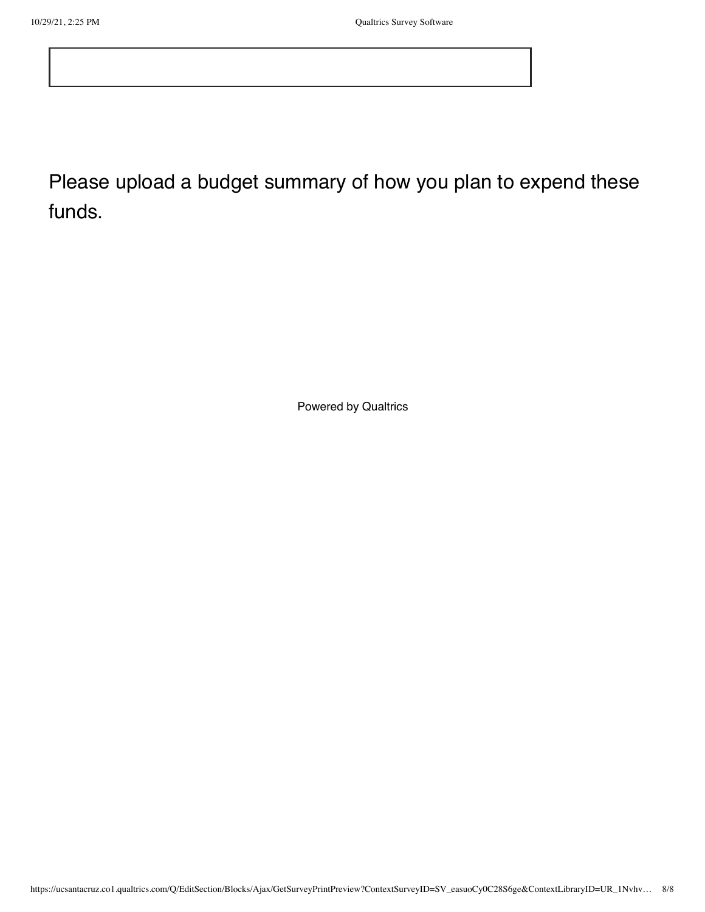Please upload a budget summary of how you plan to expend these funds.

Powered by Qualtrics